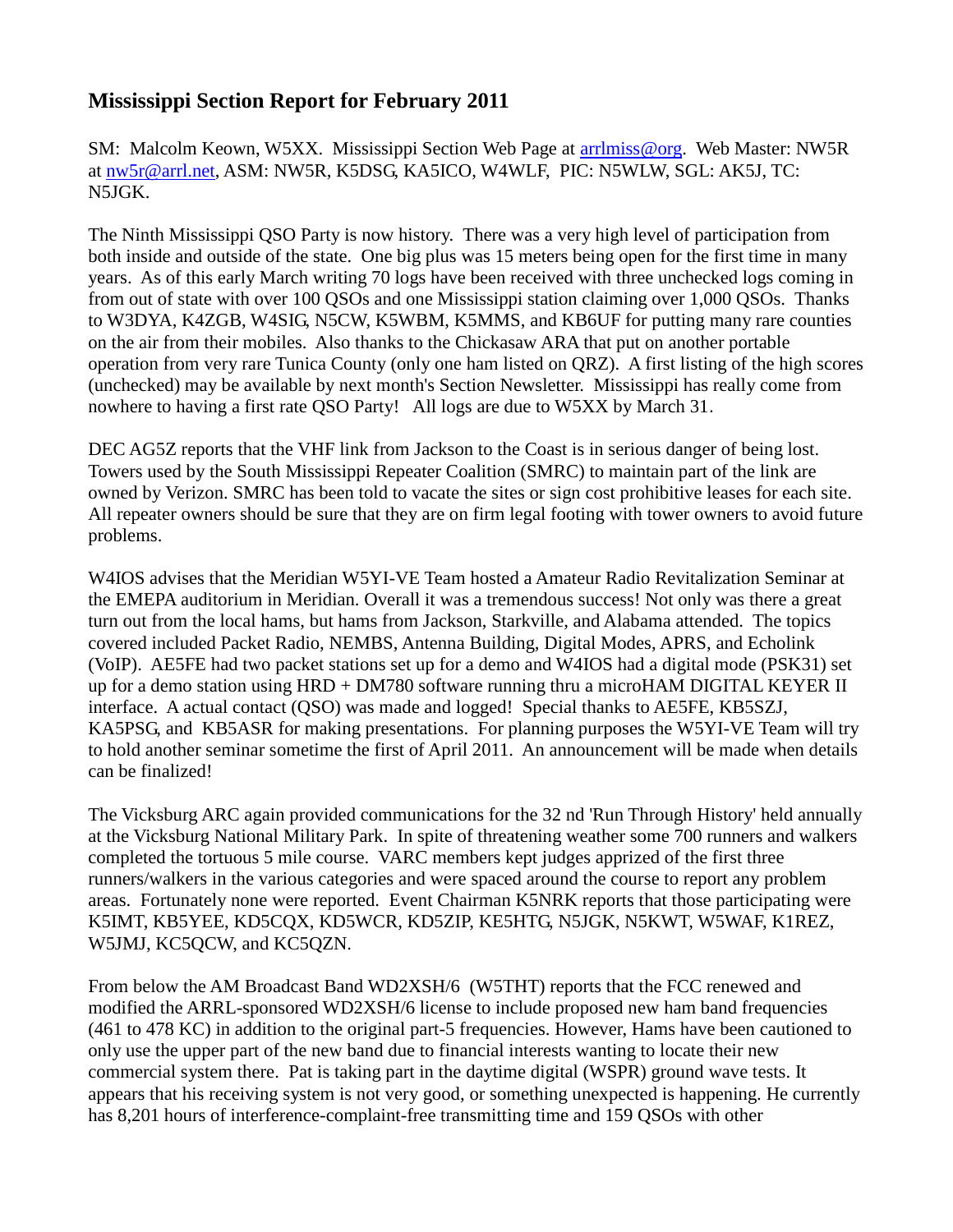# Mississippi Section Report for February 2011

SM: Malcolm Keown, W5XX. Mississippi Section Web Page at arrlmiss@org. Web Master: NW5R at nw5r@arrl.net, ASM: NW5R, K5DSG, KA5ICO, W4WLF, PIC: N5WLW, SGL: AK5J, TC: N5JGK.

The Ninth Mississippi QSO Party is now history. There was a very high level of participation from both inside and outside of the state. One big plus was 15 meters being open for the first time in many years. As of this early March writing 70 logs have been received with three unchecked logs coming in from out of state with over 100 QSOs and one Mississippi station claiming over 1,000 QSOs. Thanks to W3DYA, K4ZGB, W4SIG, N5CW, K5WBM, K5MMS, and KB6UF for putting many rare counties on the air from their mobiles. Also thanks to the Chickasaw ARA that put on another portable operation from very rare Tunica County (only one ham listed on QRZ). A first listing of the high scores (unchecked) may be available by next month's Section Newsletter. Mississippi has really come from nowhere to having a first rate QSO Party! All logs are due to W5XX by March 31.

DEC AG5Z reports that the VHF link from Jackson to the Coast is in serious danger of being lost. Towers used by the South Mississippi Repeater Coalition (SMRC) to maintain part of the link are owned by Verizon. SMRC has been told to vacate the sites or sign cost prohibitive leases for each site. All repeater owners should be sure that they are on firm legal footing with tower owners to avoid future problems.

W4IOS advises that the Meridian W5YI-VE Team hosted a Amateur Radio Revitalization Seminar at the EMEPA auditorium in Meridian. Overall it was a tremendous success! Not only was there a great turn out from the local hams, but hams from Jackson, Starkville, and Alabama attended. The topics covered included Packet Radio, NEMBS, Antenna Building, Digital Modes, APRS, and Echolink (VoIP). AE5FE had two packet stations set up for a demo and W4IOS had a digital mode (PSK31) set up for a demo station using HRD + DM780 software running thru a microHAM DIGITAL KEYER II interface. A actual contact (QSO) was made and logged! Special thanks to AE5FE, KB5SZJ, KA5PSG, and KB5ASR for making presentations. For planning purposes the W5YI-VE Team will try to hold another seminar sometime the first of April 2011. An announcement will be made when details can be finalized!

The Vicksburg ARC again provided communications for the 32 nd 'Run Through History' held annually at the Vicksburg National Military Park. In spite of threatening weather some 700 runners and walkers completed the tortuous 5 mile course. VARC members kept judges apprized of the first three runners/walkers in the various categories and were spaced around the course to report any problem areas. Fortunately none were reported. Event Chairman K5NRK reports that those participating were K5IMT, KB5YEE, KD5CQX, KD5WCR, KD5ZIP, KE5HTG, N5JGK, N5KWT, W5WAF, K1REZ, W5JMJ, KC5QCW, and KC5QZN.

From below the AM Broadcast Band WD2XSH/6 (W5THT) reports that the FCC renewed and modified the ARRL-sponsored WD2XSH/6 license to include proposed new ham band frequencies (461 to 478 KC) in addition to the original part-5 frequencies. However, Hams have been cautioned to only use the upper part of the new band due to financial interests wanting to locate their new commercial system there. Pat is taking part in the daytime digital (WSPR) ground wave tests. It appears that his receiving system is not very good, or something unexpected is happening. He currently has 8,201 hours of interference-complaint-free transmitting time and 159 QSOs with other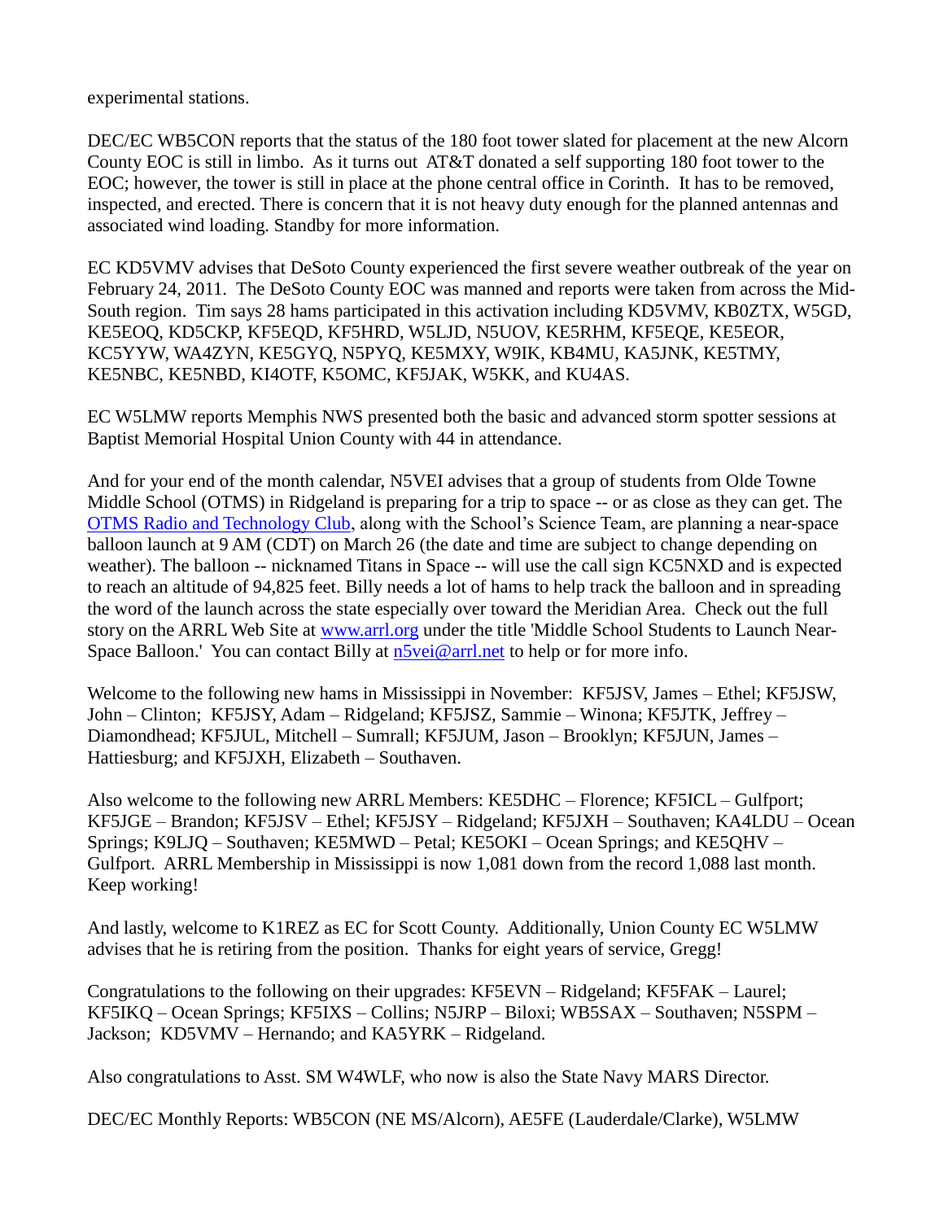experimental stations.

DEC/EC WB5CON reports that the status of the 180 foot tower slated for placement at the new Alcorn County EOC is still in limbo. As it turns out AT&T donated a self supporting 180 foot tower to the EOC; however, the tower is still in place at the phone central office in Corinth. It has to be removed, inspected, and erected. There is concern that it is not heavy duty enough for the planned antennas and associated wind loading. Standby for more information.

EC KD5VMV advises that DeSoto County experienced the first severe weather outbreak of the year on February 24, 2011. The DeSoto County EOC was manned and reports were taken from across the Mid-South region. Tim says 28 hams participated in this activation including KD5VMV, KB0ZTX, W5GD, KE5EOQ, KD5CKP, KF5EQD, KF5HRD, W5LJD, N5UOV, KE5RHM, KF5EQE, KE5EOR, KC5YYW, WA4ZYN, KE5GYQ, N5PYQ, KE5MXY, W9IK, KB4MU, KA5JNK, KE5TMY, KE5NBC, KE5NBD, KI4OTF, K5OMC, KF5JAK, W5KK, and KU4AS.

EC W5LMW reports Memphis NWS presented both the basic and advanced storm spotter sessions at Baptist Memorial Hospital Union County with 44 in attendance.

And for your end of the month calendar, N5VEI advises that a group of students from Olde Towne Middle School (OTMS) in Ridgeland is preparing for a trip to space -- or as close as they can get. The [OTMS Radio and Technology Club](), along with the School's Science Team, are planning a near-space balloon launch at 9 AM (CDT) on March 26 (the date and time are subject to change depending on weather). The balloon -- nicknamed Titans in Space -- will use the call sign KC5NXD and is expected to reach an altitude of 94,825 feet. Billy needs a lot of hams to help track the balloon and in spreading the word of the launch across the state especially over toward the Meridian Area. Check out the full story on the ARRL Web Site at [www.arrl.org](http://www.arrl.org) under the title 'Middle School Students to Launch Near-Space Balloon.' You can contact Billy at [n5vei@arrl.net](mailto:n5vei@arrl.net) to help or for more info.

Welcome to the following new hams in Mississippi in November: KF5JSV, James – Ethel; KF5JSW, John – Clinton; KF5JSY, Adam – Ridgeland; KF5JSZ, Sammie – Winona; KF5JTK, Jeffrey – Diamondhead; KF5JUL, Mitchell – Sumrall; KF5JUM, Jason – Brooklyn; KF5JUN, James – Hattiesburg; and KF5JXH, Elizabeth – Southaven.

Also welcome to the following new ARRL Members: KE5DHC – Florence; KF5ICL – Gulfport; KF5JGE – Brandon; KF5JSV – Ethel; KF5JSY – Ridgeland; KF5JXH – Southaven; KA4LDU – Ocean Springs; K9LJQ – Southaven; KE5MWD – Petal; KE5OKI – Ocean Springs; and KE5QHV – Gulfport. ARRL Membership in Mississippi is now 1,081 down from the record 1,088 last month. Keep working!

And lastly, welcome to K1REZ as EC for Scott County. Additionally, Union County EC W5LMW advises that he is retiring from the position. Thanks for eight years of service, Gregg!

Congratulations to the following on their upgrades: KF5EVN – Ridgeland; KF5FAK – Laurel; KF5IKQ – Ocean Springs; KF5IXS – Collins; N5JRP – Biloxi; WB5SAX – Southaven; N5SPM – Jackson; KD5VMV – Hernando; and KA5YRK – Ridgeland.

Also congratulations to Asst. SM W4WLF, who now is also the State Navy MARS Director.

DEC/EC Monthly Reports: WB5CON (NE MS/Alcorn), AE5FE (Lauderdale/Clarke), W5LMW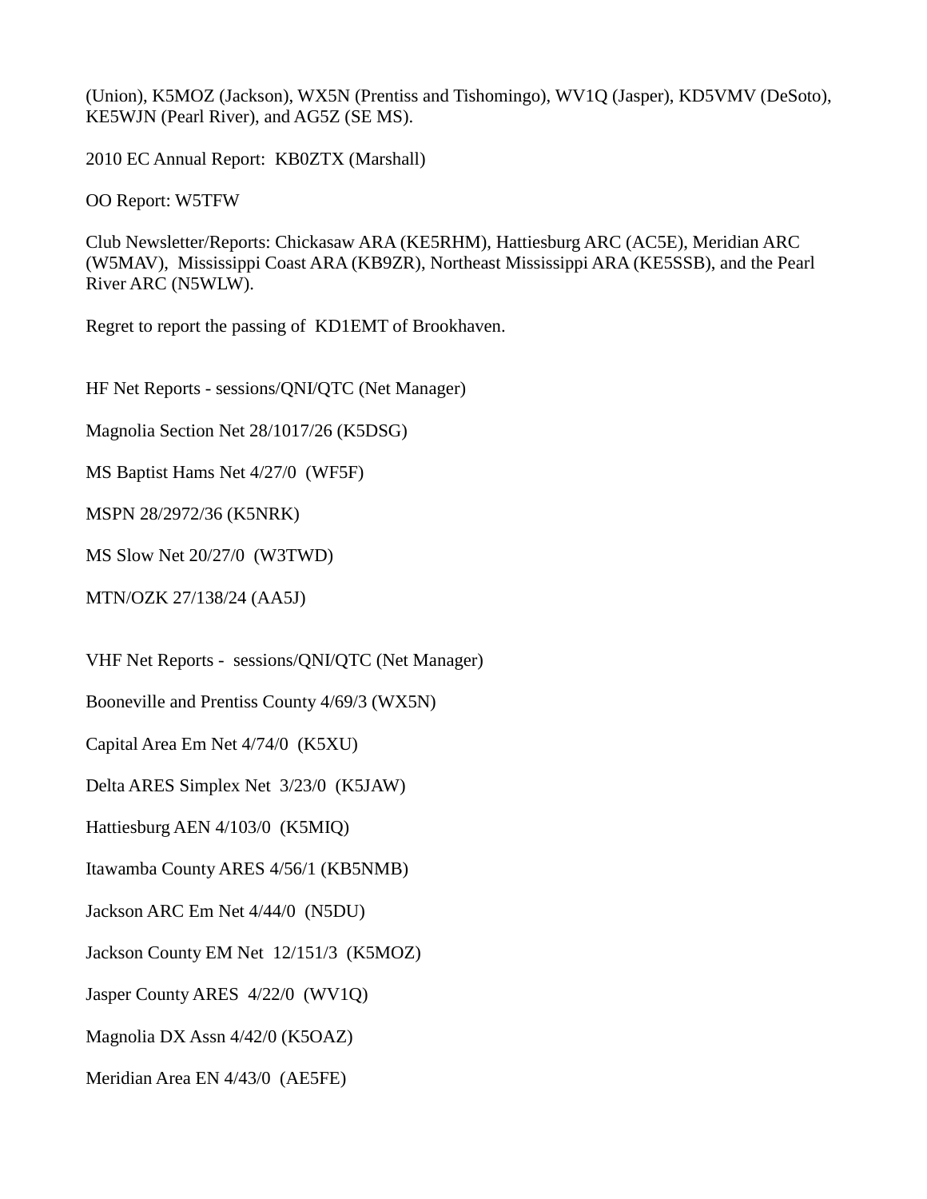(Union), K5MOZ (Jackson), WX5N (Prentiss and Tishomingo), WV1Q (Jasper), KD5VMV (DeSoto), KE5WJN (Pearl River), and AG5Z (SE MS).

2010 EC Annual Report: KB0ZTX (Marshall)

OO Report: W5TFW

Club Newsletter/Reports: Chickasaw ARA (KE5RHM), Hattiesburg ARC (AC5E), Meridian ARC (W5MAV), Mississippi Coast ARA (KB9ZR), Northeast Mississippi ARA (KE5SSB), and the Pearl River ARC (N5WLW).

Regret to report the passing of KD1EMT of Brookhaven.

HF Net Reports - sessions/QNI/QTC (Net Manager)

Magnolia Section Net 28/1017/26 (K5DSG)

MS Baptist Hams Net 4/27/0 (WF5F)

MSPN 28/2972/36 (K5NRK)

MS Slow Net 20/27/0 (W3TWD)

MTN/OZK 27/138/24 (AA5J)

VHF Net Reports - sessions/QNI/QTC (Net Manager)

Booneville and Prentiss County 4/69/3 (WX5N)

Capital Area Em Net 4/74/0 (K5XU)

Delta ARES Simplex Net 3/23/0 (K5JAW)

Hattiesburg AEN 4/103/0 (K5MIQ)

Itawamba County ARES 4/56/1 (KB5NMB)

Jackson ARC Em Net 4/44/0 (N5DU)

Jackson County EM Net 12/151/3 (K5MOZ)

Jasper County ARES 4/22/0 (WV1Q)

Magnolia DX Assn 4/42/0 (K5OAZ)

Meridian Area EN 4/43/0 (AE5FE)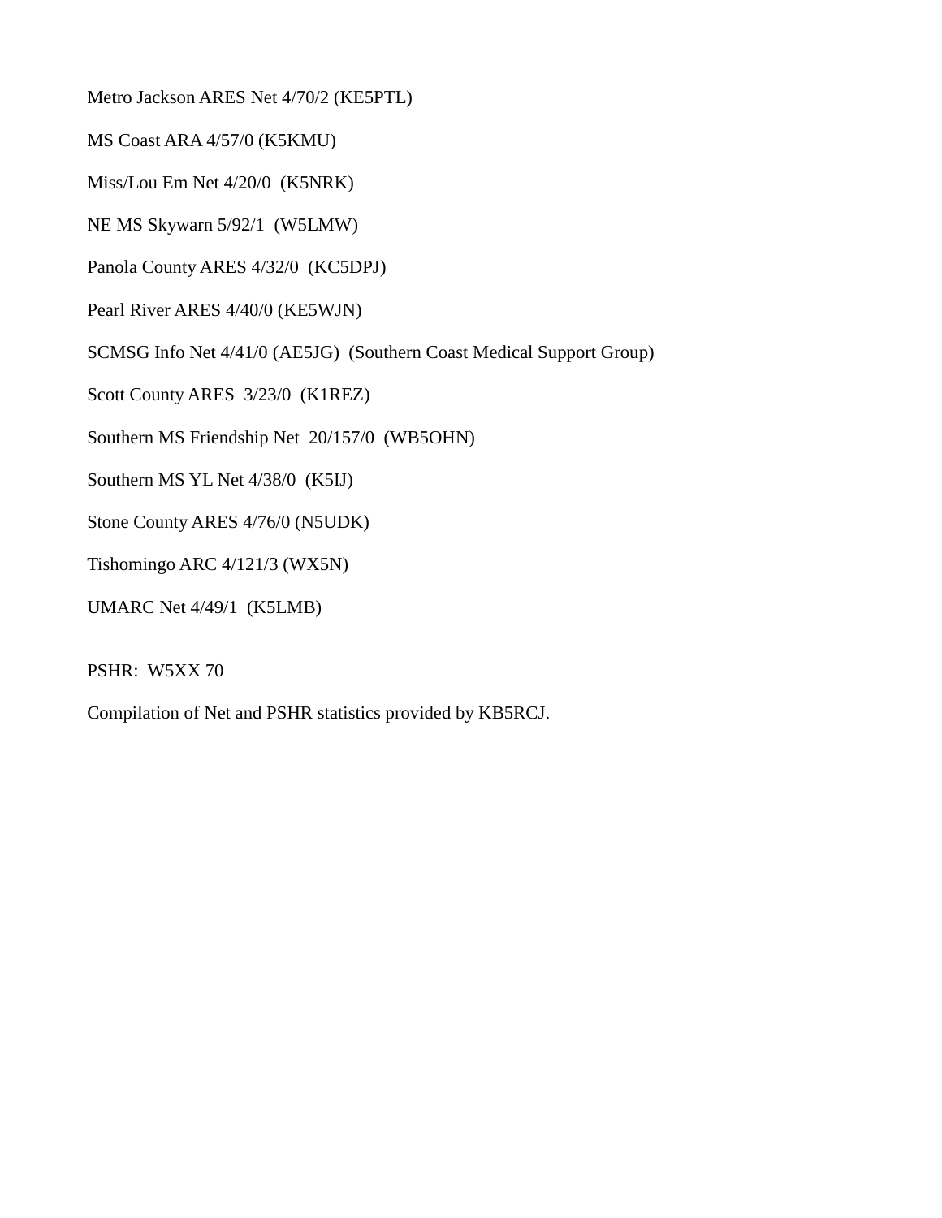Metro Jackson ARES Net 4/70/2 (KE5PTL)

MS Coast ARA 4/57/0 (K5KMU)

Miss/Lou Em Net 4/20/0 (K5NRK)

NE MS Skywarn 5/92/1 (W5LMW)

Panola County ARES 4/32/0 (KC5DPJ)

Pearl River ARES 4/40/0 (KE5WJN)

SCMSG Info Net 4/41/0 (AE5JG) (Southern Coast Medical Support Group)

Scott County ARES 3/23/0 (K1REZ)

Southern MS Friendship Net 20/157/0 (WB5OHN)

Southern MS YL Net 4/38/0 (K5IJ)

Stone County ARES 4/76/0 (N5UDK)

Tishomingo ARC 4/121/3 (WX5N)

UMARC Net 4/49/1 (K5LMB)

PSHR: W5XX 70

Compilation of Net and PSHR statistics provided by KB5RCJ.